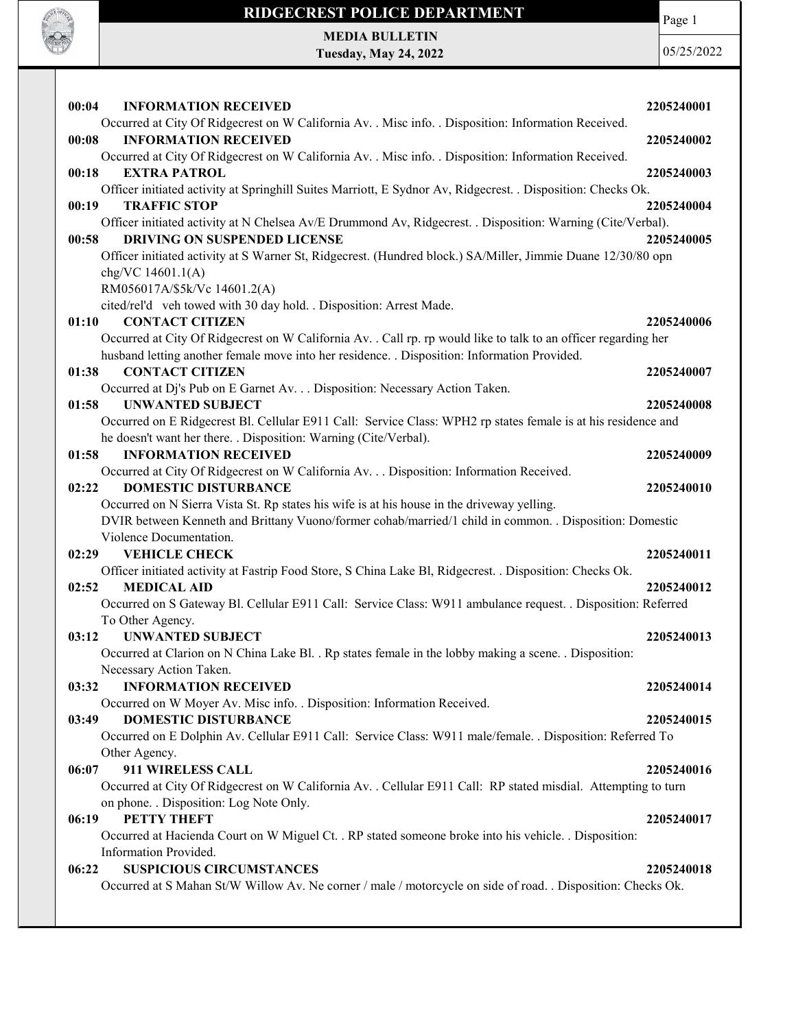# RIDGECREST POLICE DEPARTMENT

**MEDIA BULLETIN**
**Tuesday, May 24, 2022**

05/25/2022

**00:04 INFORMATION RECEIVED** **2205240001**
Occurred at City Of Ridgecrest on W California Av. . Misc info. . Disposition: Information Received.

**00:08 INFORMATION RECEIVED** **2205240002**
Occurred at City Of Ridgecrest on W California Av. . Misc info. . Disposition: Information Received.

**00:18 EXTRA PATROL** **2205240003**
Officer initiated activity at Springhill Suites Marriott, E Sydnor Av, Ridgecrest. . Disposition: Checks Ok.

**00:19 TRAFFIC STOP** **2205240004**
Officer initiated activity at N Chelsea Av/E Drummond Av, Ridgecrest. . Disposition: Warning (Cite/Verbal).

**00:58 DRIVING ON SUSPENDED LICENSE** **2205240005**
Officer initiated activity at S Warner St, Ridgecrest. (Hundred block.) SA/Miller, Jimmie Duane 12/30/80 opn chg/VC 14601.1(A)
RM056017A/$5k/Vc 14601.2(A)
cited/rel'd veh towed with 30 day hold. . Disposition: Arrest Made.

**01:10 CONTACT CITIZEN** **2205240006**
Occurred at City Of Ridgecrest on W California Av. . Call rp. rp would like to talk to an officer regarding her husband letting another female move into her residence. . Disposition: Information Provided.

**01:38 CONTACT CITIZEN** **2205240007**
Occurred at Dj's Pub on E Garnet Av. . . Disposition: Necessary Action Taken.

**01:58 UNWANTED SUBJECT** **2205240008**
Occurred on E Ridgecrest Bl. Cellular E911 Call: Service Class: WPH2 rp states female is at his residence and he doesn't want her there. . Disposition: Warning (Cite/Verbal).

**01:58 INFORMATION RECEIVED** **2205240009**
Occurred at City Of Ridgecrest on W California Av. . . Disposition: Information Received.

**02:22 DOMESTIC DISTURBANCE** **2205240010**
Occurred on N Sierra Vista St. Rp states his wife is at his house in the driveway yelling.
DVIR between Kenneth and Brittany Vuono/former cohab/married/1 child in common. . Disposition: Domestic Violence Documentation.

**02:29 VEHICLE CHECK** **2205240011**
Officer initiated activity at Fastrip Food Store, S China Lake Bl, Ridgecrest. . Disposition: Checks Ok.

**02:52 MEDICAL AID** **2205240012**
Occurred on S Gateway Bl. Cellular E911 Call: Service Class: W911 ambulance request. . Disposition: Referred To Other Agency.

**03:12 UNWANTED SUBJECT** **2205240013**
Occurred at Clarion on N China Lake Bl. . Rp states female in the lobby making a scene. . Disposition: Necessary Action Taken.

**03:32 INFORMATION RECEIVED** **2205240014**
Occurred on W Moyer Av. Misc info. . Disposition: Information Received.

**03:49 DOMESTIC DISTURBANCE** **2205240015**
Occurred on E Dolphin Av. Cellular E911 Call: Service Class: W911 male/female. . Disposition: Referred To Other Agency.

**06:07 911 WIRELESS CALL** **2205240016**
Occurred at City Of Ridgecrest on W California Av. . Cellular E911 Call: RP stated misdial. Attempting to turn on phone. . Disposition: Log Note Only.

**06:19 PETTY THEFT** **2205240017**
Occurred at Hacienda Court on W Miguel Ct. . RP stated someone broke into his vehicle. . Disposition: Information Provided.

**06:22 SUSPICIOUS CIRCUMSTANCES** **2205240018**
Occurred at S Mahan St/W Willow Av. Ne corner / male / motorcycle on side of road. . Disposition: Checks Ok.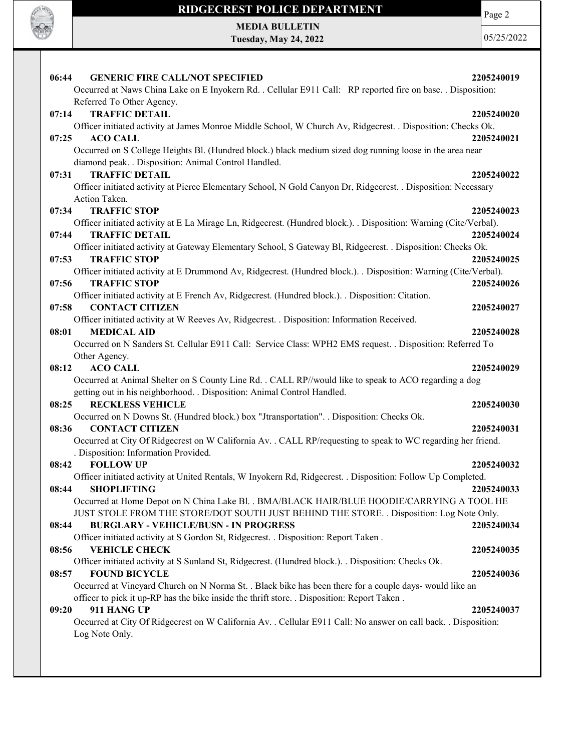**06:44 GENERIC FIRE CALL/NOT SPECIFIED 2205240019**

Occurred at Naws China Lake on E Inyokern Rd. . Cellular E911 Call: RP reported fire on base. . Disposition: Referred To Other Agency.

**07:14 TRAFFIC DETAIL 2205240020**

Officer initiated activity at James Monroe Middle School, W Church Av, Ridgecrest. . Disposition: Checks Ok.

**07:25 ACO CALL 2205240021**

Occurred on S College Heights Bl. (Hundred block.) black medium sized dog running loose in the area near diamond peak. . Disposition: Animal Control Handled.

**07:31 TRAFFIC DETAIL 2205240022**

Officer initiated activity at Pierce Elementary School, N Gold Canyon Dr, Ridgecrest. . Disposition: Necessary Action Taken.

**07:34 TRAFFIC STOP 2205240023**

Officer initiated activity at E La Mirage Ln, Ridgecrest. (Hundred block.). . Disposition: Warning (Cite/Verbal).

**07:44 TRAFFIC DETAIL 2205240024**

Officer initiated activity at Gateway Elementary School, S Gateway Bl, Ridgecrest. . Disposition: Checks Ok.

**07:53 TRAFFIC STOP 2205240025**

Officer initiated activity at E Drummond Av, Ridgecrest. (Hundred block.). . Disposition: Warning (Cite/Verbal).

**07:56 TRAFFIC STOP 2205240026**

Officer initiated activity at E French Av, Ridgecrest. (Hundred block.). . Disposition: Citation.

**07:58 CONTACT CITIZEN 2205240027**

Officer initiated activity at W Reeves Av, Ridgecrest. . Disposition: Information Received.

**08:01 MEDICAL AID 2205240028**

Occurred on N Sanders St. Cellular E911 Call: Service Class: WPH2 EMS request. . Disposition: Referred To Other Agency.

**08:12 ACO CALL 2205240029**

Occurred at Animal Shelter on S County Line Rd. . CALL RP//would like to speak to ACO regarding a dog getting out in his neighborhood. . Disposition: Animal Control Handled.

**08:25 RECKLESS VEHICLE 2205240030**

Occurred on N Downs St. (Hundred block.) box "Jtransportation". . Disposition: Checks Ok.

**08:36 CONTACT CITIZEN 2205240031**

Occurred at City Of Ridgecrest on W California Av. . CALL RP/requesting to speak to WC regarding her friend. . Disposition: Information Provided.

**08:42 FOLLOW UP 2205240032**

Officer initiated activity at United Rentals, W Inyokern Rd, Ridgecrest. . Disposition: Follow Up Completed.

**08:44 SHOPLIFTING 2205240033**

Occurred at Home Depot on N China Lake Bl. . BMA/BLACK HAIR/BLUE HOODIE/CARRYING A TOOL HE JUST STOLE FROM THE STORE/DOT SOUTH JUST BEHIND THE STORE. . Disposition: Log Note Only.

**08:44 BURGLARY - VEHICLE/BUSN - IN PROGRESS 2205240034**

Officer initiated activity at S Gordon St, Ridgecrest. . Disposition: Report Taken .

**08:56 VEHICLE CHECK 2205240035**

Officer initiated activity at S Sunland St, Ridgecrest. (Hundred block.). . Disposition: Checks Ok.

**08:57 FOUND BICYCLE 2205240036**

Occurred at Vineyard Church on N Norma St. . Black bike has been there for a couple days- would like an officer to pick it up-RP has the bike inside the thrift store. . Disposition: Report Taken .

**09:20 911 HANG UP 2205240037**

Occurred at City Of Ridgecrest on W California Av. . Cellular E911 Call: No answer on call back. . Disposition: Log Note Only.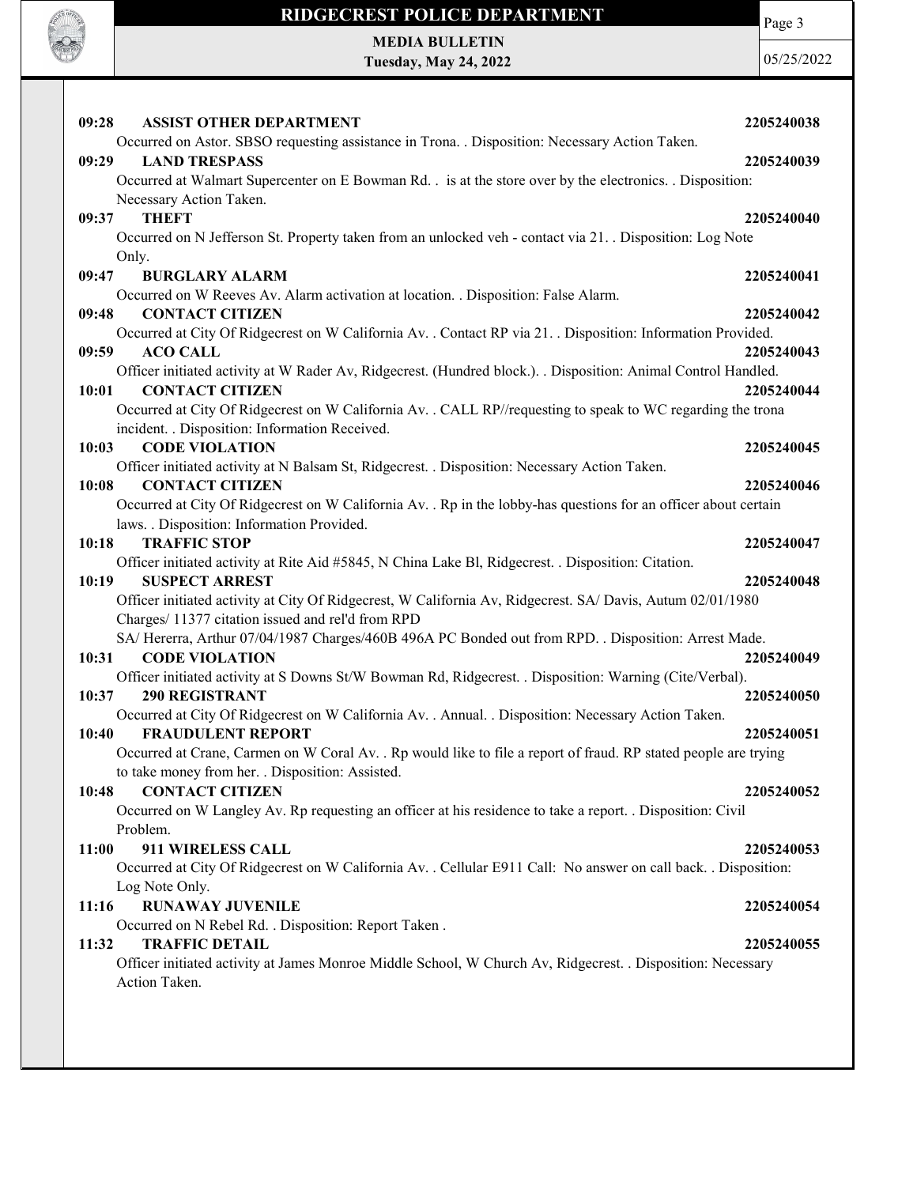**09:28 ASSIST OTHER DEPARTMENT** 2205240038

Occurred on Astor. SBSO requesting assistance in Trona. . Disposition: Necessary Action Taken.

**09:29 LAND TRESPASS** 2205240039

Occurred at Walmart Supercenter on E Bowman Rd. . is at the store over by the electronics. . Disposition: Necessary Action Taken.

**09:37 THEFT** 2205240040

Occurred on N Jefferson St. Property taken from an unlocked veh - contact via 21. . Disposition: Log Note Only.

**09:47 BURGLARY ALARM** 2205240041

Occurred on W Reeves Av. Alarm activation at location. . Disposition: False Alarm.

**09:48 CONTACT CITIZEN** 2205240042

Occurred at City Of Ridgecrest on W California Av. . Contact RP via 21. . Disposition: Information Provided.

**09:59 ACO CALL** 2205240043

Officer initiated activity at W Rader Av, Ridgecrest. (Hundred block.). . Disposition: Animal Control Handled.

**10:01 CONTACT CITIZEN** 2205240044

Occurred at City Of Ridgecrest on W California Av. . CALL RP//requesting to speak to WC regarding the trona incident. . Disposition: Information Received.

**10:03 CODE VIOLATION** 2205240045

Officer initiated activity at N Balsam St, Ridgecrest. . Disposition: Necessary Action Taken.

**10:08 CONTACT CITIZEN** 2205240046

Occurred at City Of Ridgecrest on W California Av. . Rp in the lobby-has questions for an officer about certain laws. . Disposition: Information Provided.

**10:18 TRAFFIC STOP** 2205240047

Officer initiated activity at Rite Aid #5845, N China Lake Bl, Ridgecrest. . Disposition: Citation.

**10:19 SUSPECT ARREST** 2205240048

Officer initiated activity at City Of Ridgecrest, W California Av, Ridgecrest. SA/ Davis, Autum 02/01/1980 Charges/ 11377 citation issued and rel'd from RPD

SA/ Hererra, Arthur 07/04/1987 Charges/460B 496A PC Bonded out from RPD. . Disposition: Arrest Made.

**10:31 CODE VIOLATION** 2205240049

Officer initiated activity at S Downs St/W Bowman Rd, Ridgecrest. . Disposition: Warning (Cite/Verbal).

**10:37 290 REGISTRANT** 2205240050

Occurred at City Of Ridgecrest on W California Av. . Annual. . Disposition: Necessary Action Taken.

**10:40 FRAUDULENT REPORT** 2205240051

Occurred at Crane, Carmen on W Coral Av. . Rp would like to file a report of fraud. RP stated people are trying to take money from her. . Disposition: Assisted.

**10:48 CONTACT CITIZEN** 2205240052

Occurred on W Langley Av. Rp requesting an officer at his residence to take a report. . Disposition: Civil Problem.

**11:00 911 WIRELESS CALL** 2205240053

Occurred at City Of Ridgecrest on W California Av. . Cellular E911 Call: No answer on call back. . Disposition: Log Note Only.

**11:16 RUNAWAY JUVENILE** 2205240054

Occurred on N Rebel Rd. . Disposition: Report Taken .

**11:32 TRAFFIC DETAIL** 2205240055

Officer initiated activity at James Monroe Middle School, W Church Av, Ridgecrest. . Disposition: Necessary Action Taken.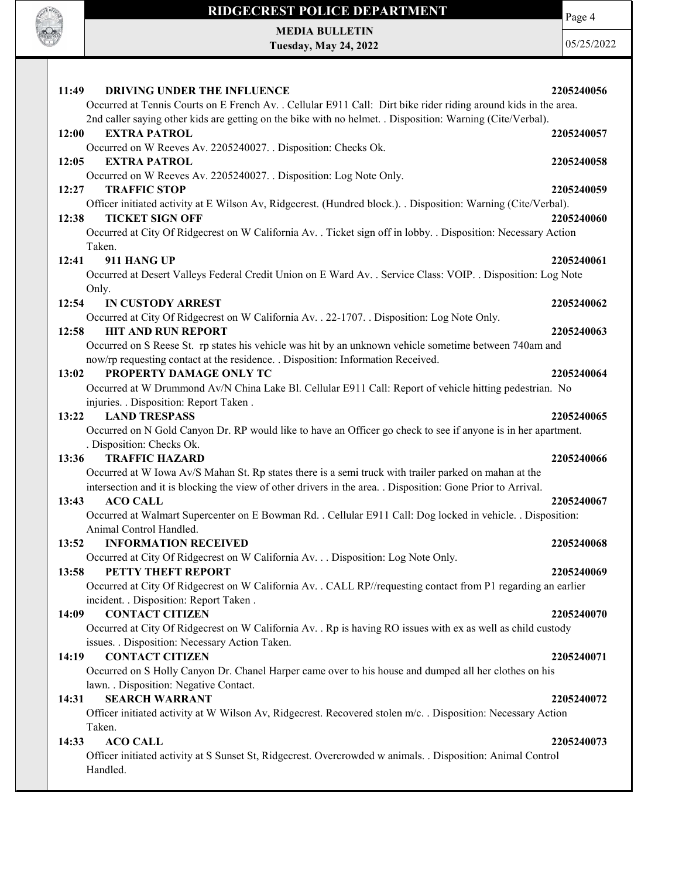**11:49 DRIVING UNDER THE INFLUENCE** **2205240056**

Occurred at Tennis Courts on E French Av. . Cellular E911 Call: Dirt bike rider riding around kids in the area. 2nd caller saying other kids are getting on the bike with no helmet. . Disposition: Warning (Cite/Verbal).

**12:00 EXTRA PATROL** **2205240057**

Occurred on W Reeves Av. 2205240027. . Disposition: Checks Ok.

**12:05 EXTRA PATROL** **2205240058**

Occurred on W Reeves Av. 2205240027. . Disposition: Log Note Only.

**12:27 TRAFFIC STOP** **2205240059**

Officer initiated activity at E Wilson Av, Ridgecrest. (Hundred block.). . Disposition: Warning (Cite/Verbal).

**12:38 TICKET SIGN OFF** **2205240060**

Occurred at City Of Ridgecrest on W California Av. . Ticket sign off in lobby. . Disposition: Necessary Action Taken.

**12:41 911 HANG UP** **2205240061**

Occurred at Desert Valleys Federal Credit Union on E Ward Av. . Service Class: VOIP. . Disposition: Log Note Only.

**12:54 IN CUSTODY ARREST** **2205240062**

Occurred at City Of Ridgecrest on W California Av. . 22-1707. . Disposition: Log Note Only.

**12:58 HIT AND RUN REPORT** **2205240063**

Occurred on S Reese St. rp states his vehicle was hit by an unknown vehicle sometime between 740am and now/rp requesting contact at the residence. . Disposition: Information Received.

**13:02 PROPERTY DAMAGE ONLY TC** **2205240064**

Occurred at W Drummond Av/N China Lake Bl. Cellular E911 Call: Report of vehicle hitting pedestrian. No injuries. . Disposition: Report Taken .

**13:22 LAND TRESPASS** **2205240065**

Occurred on N Gold Canyon Dr. RP would like to have an Officer go check to see if anyone is in her apartment. . Disposition: Checks Ok.

**13:36 TRAFFIC HAZARD** **2205240066**

Occurred at W Iowa Av/S Mahan St. Rp states there is a semi truck with trailer parked on mahan at the intersection and it is blocking the view of other drivers in the area. . Disposition: Gone Prior to Arrival.

**13:43 ACO CALL** **2205240067**

Occurred at Walmart Supercenter on E Bowman Rd. . Cellular E911 Call: Dog locked in vehicle. . Disposition: Animal Control Handled.

**13:52 INFORMATION RECEIVED** **2205240068**

Occurred at City Of Ridgecrest on W California Av. . . Disposition: Log Note Only.

**13:58 PETTY THEFT REPORT** **2205240069**

Occurred at City Of Ridgecrest on W California Av. . CALL RP//requesting contact from P1 regarding an earlier incident. . Disposition: Report Taken .

**14:09 CONTACT CITIZEN** **2205240070**

Occurred at City Of Ridgecrest on W California Av. . Rp is having RO issues with ex as well as child custody issues. . Disposition: Necessary Action Taken.

**14:19 CONTACT CITIZEN** **2205240071**

Occurred on S Holly Canyon Dr. Chanel Harper came over to his house and dumped all her clothes on his lawn. . Disposition: Negative Contact.

**14:31 SEARCH WARRANT** **2205240072**

Officer initiated activity at W Wilson Av, Ridgecrest. Recovered stolen m/c. . Disposition: Necessary Action Taken.

**14:33 ACO CALL** **2205240073**

Officer initiated activity at S Sunset St, Ridgecrest. Overcrowded w animals. . Disposition: Animal Control Handled.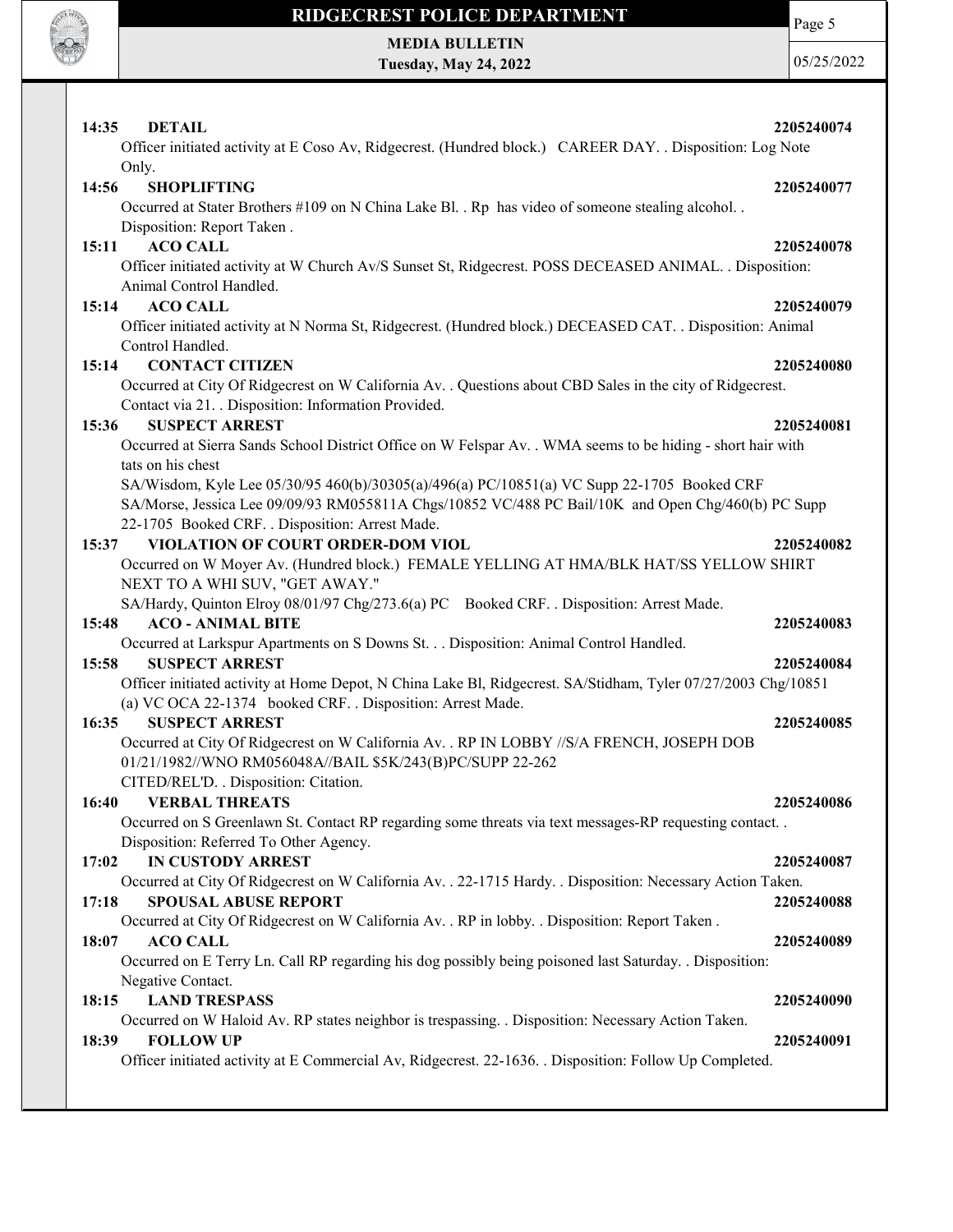**14:35 DETAIL** **2205240074**

Officer initiated activity at E Coso Av, Ridgecrest. (Hundred block.) CAREER DAY. . Disposition: Log Note Only.

**14:56 SHOPLIFTING** **2205240077**

Occurred at Stater Brothers #109 on N China Lake Bl. . Rp has video of someone stealing alcohol. . Disposition: Report Taken .

**15:11 ACO CALL** **2205240078**

Officer initiated activity at W Church Av/S Sunset St, Ridgecrest. POSS DECEASED ANIMAL. . Disposition: Animal Control Handled.

**15:14 ACO CALL** **2205240079**

Officer initiated activity at N Norma St, Ridgecrest. (Hundred block.) DECEASED CAT. . Disposition: Animal Control Handled.

**15:14 CONTACT CITIZEN** **2205240080**

Occurred at City Of Ridgecrest on W California Av. . Questions about CBD Sales in the city of Ridgecrest. Contact via 21. . Disposition: Information Provided.

**15:36 SUSPECT ARREST** **2205240081**

Occurred at Sierra Sands School District Office on W Felspar Av. . WMA seems to be hiding - short hair with tats on his chest

SA/Wisdom, Kyle Lee 05/30/95 460(b)/30305(a)/496(a) PC/10851(a) VC Supp 22-1705 Booked CRF

SA/Morse, Jessica Lee 09/09/93 RM055811A Chgs/10852 VC/488 PC Bail/10K and Open Chg/460(b) PC Supp 22-1705 Booked CRF. . Disposition: Arrest Made.

**15:37 VIOLATION OF COURT ORDER-DOM VIOL** **2205240082**

Occurred on W Moyer Av. (Hundred block.) FEMALE YELLING AT HMA/BLK HAT/SS YELLOW SHIRT NEXT TO A WHI SUV, "GET AWAY."

SA/Hardy, Quinton Elroy 08/01/97 Chg/273.6(a) PC Booked CRF. . Disposition: Arrest Made.

**15:48 ACO - ANIMAL BITE** **2205240083**

Occurred at Larkspur Apartments on S Downs St. . . Disposition: Animal Control Handled.

**15:58 SUSPECT ARREST** **2205240084**

Officer initiated activity at Home Depot, N China Lake Bl, Ridgecrest. SA/Stidham, Tyler 07/27/2003 Chg/10851 (a) VC OCA 22-1374 booked CRF. . Disposition: Arrest Made.

**16:35 SUSPECT ARREST** **2205240085**

Occurred at City Of Ridgecrest on W California Av. . RP IN LOBBY //S/A FRENCH, JOSEPH DOB 01/21/1982//WNO RM056048A//BAIL $5K/243(B)PC/SUPP 22-262 CITED/REL'D. . Disposition: Citation.

**16:40 VERBAL THREATS** **2205240086**

Occurred on S Greenlawn St. Contact RP regarding some threats via text messages-RP requesting contact. . Disposition: Referred To Other Agency.

**17:02 IN CUSTODY ARREST** **2205240087**

Occurred at City Of Ridgecrest on W California Av. . 22-1715 Hardy. . Disposition: Necessary Action Taken.

**17:18 SPOUSAL ABUSE REPORT** **2205240088**

Occurred at City Of Ridgecrest on W California Av. . RP in lobby. . Disposition: Report Taken .

**18:07 ACO CALL** **2205240089**

Occurred on E Terry Ln. Call RP regarding his dog possibly being poisoned last Saturday. . Disposition: Negative Contact.

**18:15 LAND TRESPASS** **2205240090**

Occurred on W Haloid Av. RP states neighbor is trespassing. . Disposition: Necessary Action Taken.

**18:39 FOLLOW UP** **2205240091**

Officer initiated activity at E Commercial Av, Ridgecrest. 22-1636. . Disposition: Follow Up Completed.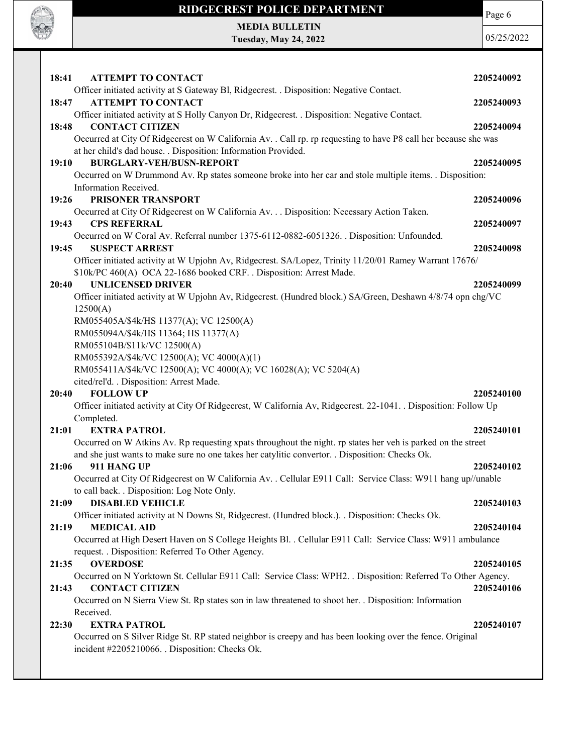**18:41 ATTEMPT TO CONTACT 2205240092**

Officer initiated activity at S Gateway Bl, Ridgecrest. . Disposition: Negative Contact.

**18:47 ATTEMPT TO CONTACT 2205240093**

Officer initiated activity at S Holly Canyon Dr, Ridgecrest. . Disposition: Negative Contact.

**18:48 CONTACT CITIZEN 2205240094**

Occurred at City Of Ridgecrest on W California Av. . Call rp. rp requesting to have P8 call her because she was at her child's dad house. . Disposition: Information Provided.

**19:10 BURGLARY-VEH/BUSN-REPORT 2205240095**

Occurred on W Drummond Av. Rp states someone broke into her car and stole multiple items. . Disposition: Information Received.

**19:26 PRISONER TRANSPORT 2205240096**

Occurred at City Of Ridgecrest on W California Av. . . Disposition: Necessary Action Taken.

**19:43 CPS REFERRAL 2205240097**

Occurred on W Coral Av. Referral number 1375-6112-0882-6051326. . Disposition: Unfounded.

**19:45 SUSPECT ARREST 2205240098**

Officer initiated activity at W Upjohn Av, Ridgecrest. SA/Lopez, Trinity 11/20/01 Ramey Warrant 17676/ $10k/PC 460(A) OCA 22-1686 booked CRF. . Disposition: Arrest Made.

**20:40 UNLICENSED DRIVER 2205240099**

Officer initiated activity at W Upjohn Av, Ridgecrest. (Hundred block.) SA/Green, Deshawn 4/8/74 opn chg/VC 12500(A)
RM055405A/$4k/HS 11377(A); VC 12500(A)
RM055094A/$4k/HS 11364; HS 11377(A)
RM055104B/$11k/VC 12500(A)
RM055392A/$4k/VC 12500(A); VC 4000(A)(1)
RM055411A/$4k/VC 12500(A); VC 4000(A); VC 16028(A); VC 5204(A)
cited/rel'd. . Disposition: Arrest Made.

**20:40 FOLLOW UP 2205240100**

Officer initiated activity at City Of Ridgecrest, W California Av, Ridgecrest. 22-1041. . Disposition: Follow Up Completed.

**21:01 EXTRA PATROL 2205240101**

Occurred on W Atkins Av. Rp requesting xpats throughout the night. rp states her veh is parked on the street and she just wants to make sure no one takes her catylitic convertor. . Disposition: Checks Ok.

**21:06 911 HANG UP 2205240102**

Occurred at City Of Ridgecrest on W California Av. . Cellular E911 Call: Service Class: W911 hang up//unable to call back. . Disposition: Log Note Only.

**21:09 DISABLED VEHICLE 2205240103**

Officer initiated activity at N Downs St, Ridgecrest. (Hundred block.). . Disposition: Checks Ok.

**21:19 MEDICAL AID 2205240104**

Occurred at High Desert Haven on S College Heights Bl. . Cellular E911 Call: Service Class: W911 ambulance request. . Disposition: Referred To Other Agency.

**21:35 OVERDOSE 2205240105**

Occurred on N Yorktown St. Cellular E911 Call: Service Class: WPH2. . Disposition: Referred To Other Agency.

**21:43 CONTACT CITIZEN 2205240106**

Occurred on N Sierra View St. Rp states son in law threatened to shoot her. . Disposition: Information Received.

**22:30 EXTRA PATROL 2205240107**

Occurred on S Silver Ridge St. RP stated neighbor is creepy and has been looking over the fence. Original incident #2205210066. . Disposition: Checks Ok.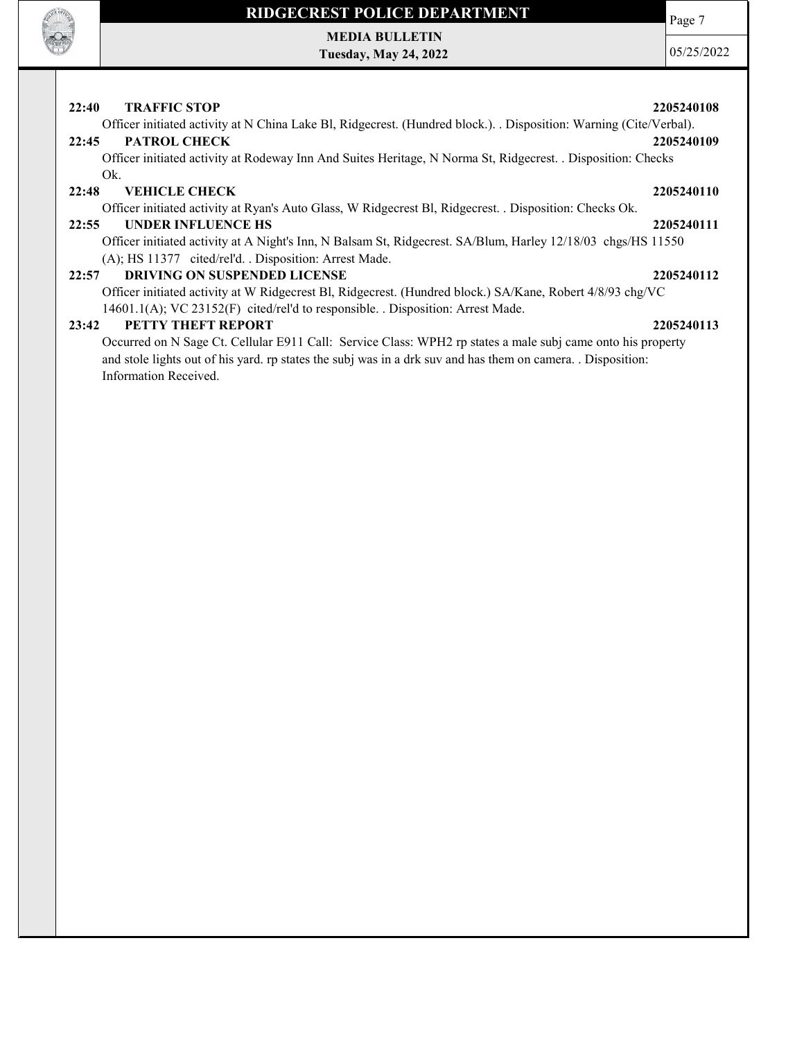**22:40 TRAFFIC STOP** **2205240108**

Officer initiated activity at N China Lake Bl, Ridgecrest. (Hundred block.). . Disposition: Warning (Cite/Verbal).

**22:45 PATROL CHECK** **2205240109**

Officer initiated activity at Rodeway Inn And Suites Heritage, N Norma St, Ridgecrest. . Disposition: Checks Ok.

**22:48 VEHICLE CHECK** **2205240110**

Officer initiated activity at Ryan's Auto Glass, W Ridgecrest Bl, Ridgecrest. . Disposition: Checks Ok.

**22:55 UNDER INFLUENCE HS** **2205240111**

Officer initiated activity at A Night's Inn, N Balsam St, Ridgecrest. SA/Blum, Harley 12/18/03 chgs/HS 11550 (A); HS 11377 cited/rel'd. . Disposition: Arrest Made.

**22:57 DRIVING ON SUSPENDED LICENSE** **2205240112**

Officer initiated activity at W Ridgecrest Bl, Ridgecrest. (Hundred block.) SA/Kane, Robert 4/8/93 chg/VC 14601.1(A); VC 23152(F) cited/rel'd to responsible. . Disposition: Arrest Made.

**23:42 PETTY THEFT REPORT** **2205240113**

Occurred on N Sage Ct. Cellular E911 Call: Service Class: WPH2 rp states a male subj came onto his property and stole lights out of his yard. rp states the subj was in a drk suv and has them on camera. . Disposition: Information Received.